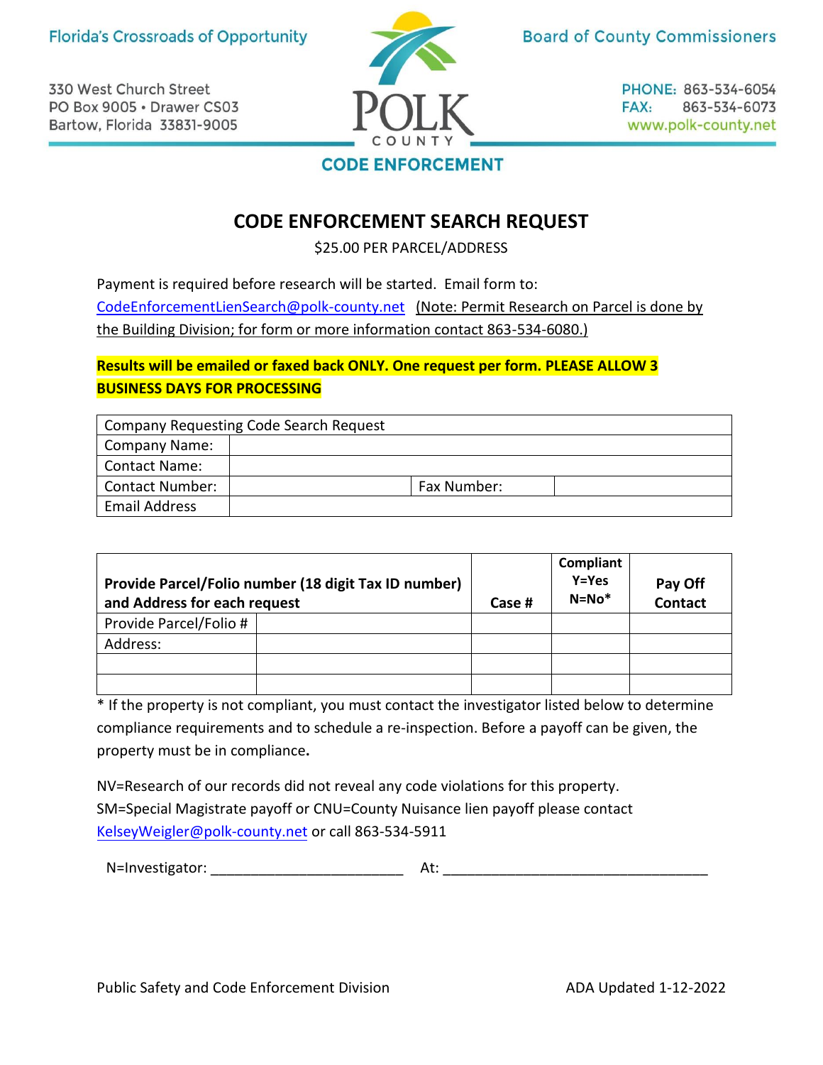Florida's Crossroads of Opportunity

330 West Church Street
PO Box 9005 • Drawer CS03
Bartow, Florida 33831-9005

POLK COUNTY

Board of County Commissioners

PHONE: 863-534-6054
FAX: 863-534-6073
www.polk-county.net

**CODE ENFORCEMENT**

# CODE ENFORCEMENT SEARCH REQUEST

$25.00 PER PARCEL/ADDRESS

Payment is required before research will be started. Email form to: CodeEnforcementLienSearch@polk-county.net (Note: Permit Research on Parcel is done by the Building Division; for form or more information contact 863-534-6080.)

**Results will be emailed or faxed back ONLY. One request per form. PLEASE ALLOW 3 BUSINESS DAYS FOR PROCESSING**

| Company Requesting Code Search Request | | | |
|---|---|---|---|
| Company Name: | | | |
| Contact Name: | | | |
| Contact Number: | | Fax Number: | |
| Email Address | | | |

| **Provide Parcel/Folio number (18 digit Tax ID number) and Address for each request** | | **Case #** | **Compliant Y=Yes N=No*** | **Pay Off Contact** |
|---|---|---|---|---|
| Provide Parcel/Folio # | | | | |
| Address: | | | | |
| | | | | |
| | | | | |

* If the property is not compliant, you must contact the investigator listed below to determine compliance requirements and to schedule a re-inspection. Before a payoff can be given, the property must be in compliance**.**

NV=Research of our records did not reveal any code violations for this property.
SM=Special Magistrate payoff or CNU=County Nuisance lien payoff please contact KelseyWeigler@polk-county.net or call 863-534-5911

N=Investigator: ________________________ At: _________________________________

Public Safety and Code Enforcement Division ADA Updated 1-12-2022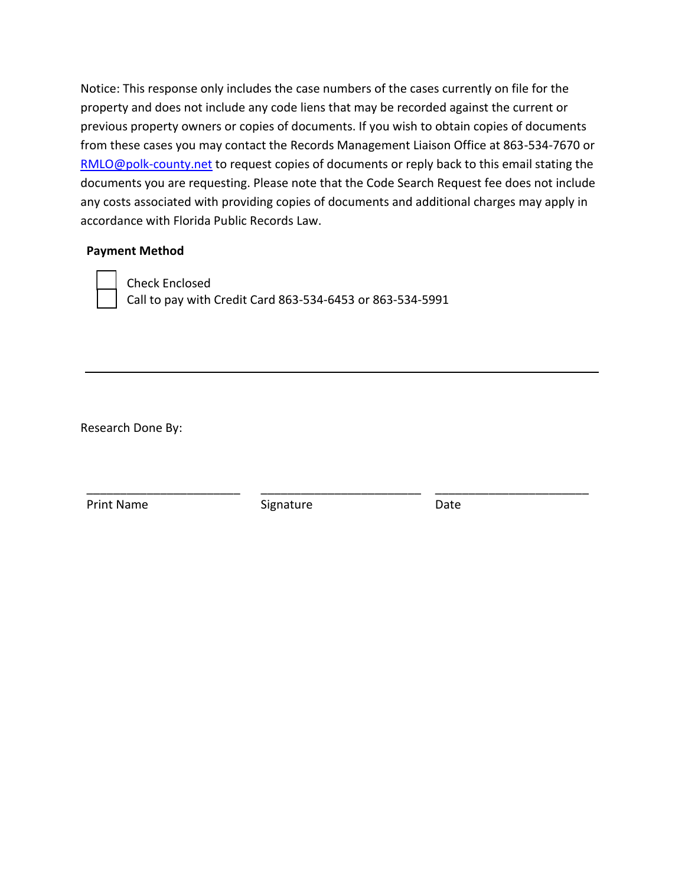Notice: This response only includes the case numbers of the cases currently on file for the property and does not include any code liens that may be recorded against the current or previous property owners or copies of documents. If you wish to obtain copies of documents from these cases you may contact the Records Management Liaison Office at 863-534-7670 or RMLO@polk-county.net to request copies of documents or reply back to this email stating the documents you are requesting. Please note that the Code Search Request fee does not include any costs associated with providing copies of documents and additional charges may apply in accordance with Florida Public Records Law.

**Payment Method**

- ☐ Check Enclosed
- ☐ Call to pay with Credit Card 863-534-6453 or 863-534-5991

---

Research Done By:

| | | |
|---|---|---|
| ______________________ | ______________________ | ______________________ |
| Print Name | Signature | Date |